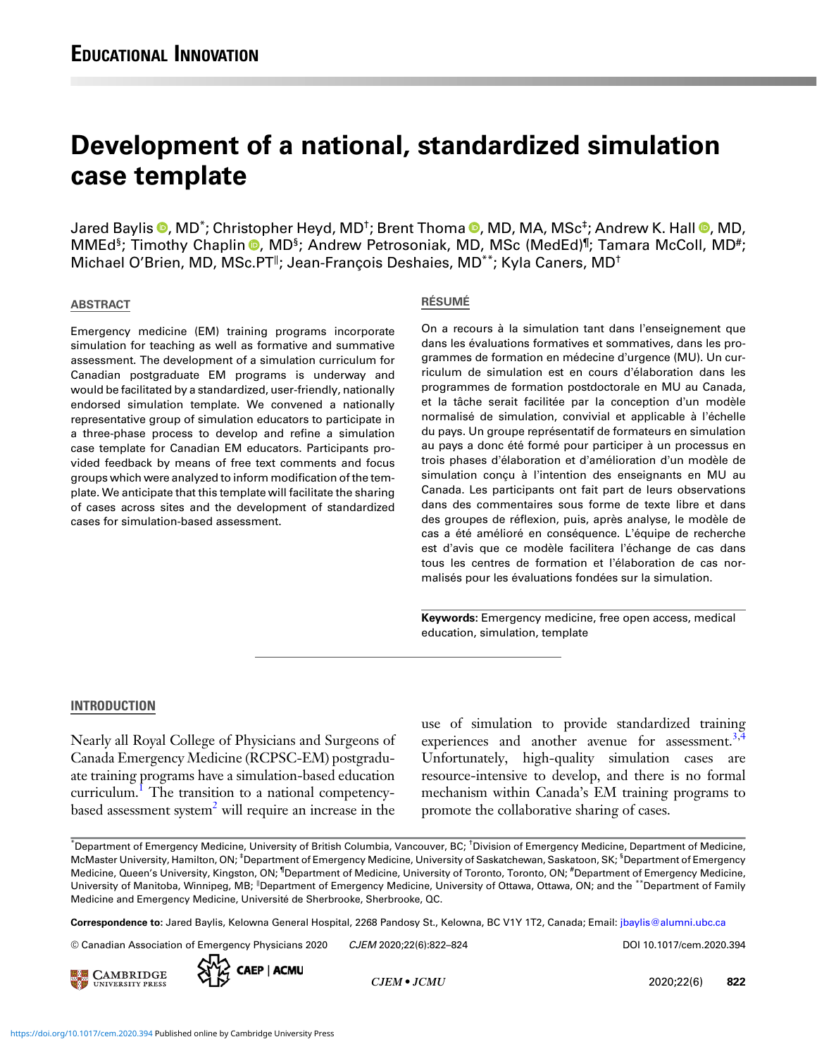EDUCATIONAL INNOVATION

# Development of a national, standardized simulation case template

Jared Baylis, MD[*]; Christopher Heyd, MD[†]; Brent Thoma, MD, MA, MSc[‡]; Andrew K. Hall, MD, MMEd[§]; Timothy Chaplin, MD[§]; Andrew Petrosoniak, MD, MSc (MedEd)[¶]; Tamara McColl, MD[#]; Michael O'Brien, MD, MSc.PT[||]; Jean-François Deshaies, MD[**]; Kyla Caners, MD[†]

## ABSTRACT

Emergency medicine (EM) training programs incorporate simulation for teaching as well as formative and summative assessment. The development of a simulation curriculum for Canadian postgraduate EM programs is underway and would be facilitated by a standardized, user-friendly, nationally endorsed simulation template. We convened a nationally representative group of simulation educators to participate in a three-phase process to develop and refine a simulation case template for Canadian EM educators. Participants provided feedback by means of free text comments and focus groups which were analyzed to inform modification of the template. We anticipate that this template will facilitate the sharing of cases across sites and the development of standardized cases for simulation-based assessment.

## RÉSUMÉ

On a recours à la simulation tant dans l'enseignement que dans les évaluations formatives et sommatives, dans les programmes de formation en médecine d'urgence (MU). Un curriculum de simulation est en cours d'élaboration dans les programmes de formation postdoctorale en MU au Canada, et la tâche serait facilitée par la conception d'un modèle normalisé de simulation, convivial et applicable à l'échelle du pays. Un groupe représentatif de formateurs en simulation au pays a donc été formé pour participer à un processus en trois phases d'élaboration et d'amélioration d'un modèle de simulation conçu à l'intention des enseignants en MU au Canada. Les participants ont fait part de leurs observations dans des commentaires sous forme de texte libre et dans des groupes de réflexion, puis, après analyse, le modèle de cas a été amélioré en conséquence. L'équipe de recherche est d'avis que ce modèle facilitera l'échange de cas dans tous les centres de formation et l'élaboration de cas normalisés pour les évaluations fondées sur la simulation.

**Keywords:** Emergency medicine, free open access, medical education, simulation, template

## INTRODUCTION

Nearly all Royal College of Physicians and Surgeons of Canada Emergency Medicine (RCPSC-EM) postgraduate training programs have a simulation-based education curriculum.[1] The transition to a national competency-based assessment system[2] will require an increase in the use of simulation to provide standardized training experiences and another avenue for assessment.[3,4] Unfortunately, high-quality simulation cases are resource-intensive to develop, and there is no formal mechanism within Canada's EM training programs to promote the collaborative sharing of cases.

[*]Department of Emergency Medicine, University of British Columbia, Vancouver, BC; [†]Division of Emergency Medicine, Department of Medicine, McMaster University, Hamilton, ON; [‡]Department of Emergency Medicine, University of Saskatchewan, Saskatoon, SK; [§]Department of Emergency Medicine, Queen's University, Kingston, ON; [¶]Department of Medicine, University of Toronto, Toronto, ON; [#]Department of Emergency Medicine, University of Manitoba, Winnipeg, MB; [||]Department of Emergency Medicine, University of Ottawa, Ottawa, ON; and the [**]Department of Family Medicine and Emergency Medicine, Université de Sherbrooke, Sherbrooke, QC.

**Correspondence to:** Jared Baylis, Kelowna General Hospital, 2268 Pandosy St., Kelowna, BC V1Y 1T2, Canada; Email: jbaylis@alumni.ubc.ca

© Canadian Association of Emergency Physicians 2020 CJEM 2020;22(6):822–824 DOI 10.1017/cem.2020.394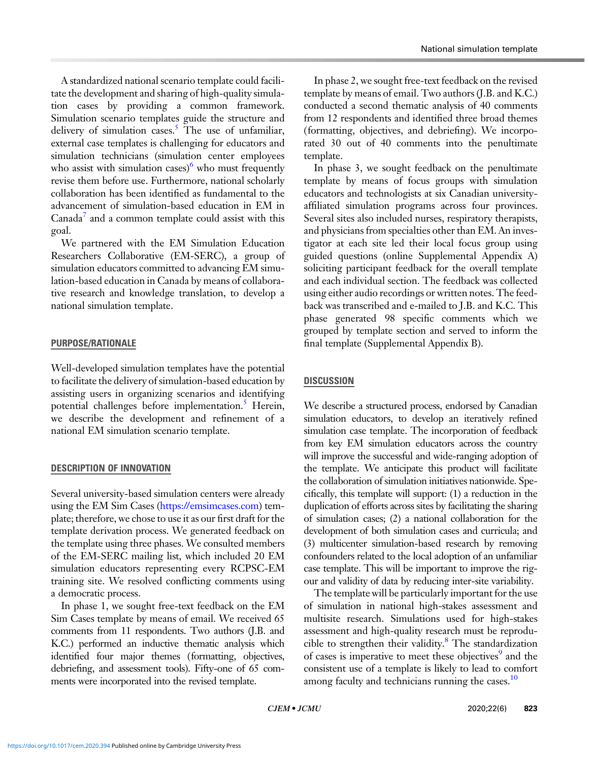A standardized national scenario template could facilitate the development and sharing of high-quality simulation cases by providing a common framework. Simulation scenario templates guide the structure and delivery of simulation cases.[5] The use of unfamiliar, external case templates is challenging for educators and simulation technicians (simulation center employees who assist with simulation cases)[6] who must frequently revise them before use. Furthermore, national scholarly collaboration has been identified as fundamental to the advancement of simulation-based education in EM in Canada[7] and a common template could assist with this goal.

We partnered with the EM Simulation Education Researchers Collaborative (EM-SERC), a group of simulation educators committed to advancing EM simulation-based education in Canada by means of collaborative research and knowledge translation, to develop a national simulation template.

## PURPOSE/RATIONALE

Well-developed simulation templates have the potential to facilitate the delivery of simulation-based education by assisting users in organizing scenarios and identifying potential challenges before implementation.[5] Herein, we describe the development and refinement of a national EM simulation scenario template.

## DESCRIPTION OF INNOVATION

Several university-based simulation centers were already using the EM Sim Cases (https://emsimcases.com) template; therefore, we chose to use it as our first draft for the template derivation process. We generated feedback on the template using three phases. We consulted members of the EM-SERC mailing list, which included 20 EM simulation educators representing every RCPSC-EM training site. We resolved conflicting comments using a democratic process.

In phase 1, we sought free-text feedback on the EM Sim Cases template by means of email. We received 65 comments from 11 respondents. Two authors (J.B. and K.C.) performed an inductive thematic analysis which identified four major themes (formatting, objectives, debriefing, and assessment tools). Fifty-one of 65 comments were incorporated into the revised template.

In phase 2, we sought free-text feedback on the revised template by means of email. Two authors (J.B. and K.C.) conducted a second thematic analysis of 40 comments from 12 respondents and identified three broad themes (formatting, objectives, and debriefing). We incorporated 30 out of 40 comments into the penultimate template.

In phase 3, we sought feedback on the penultimate template by means of focus groups with simulation educators and technologists at six Canadian university-affiliated simulation programs across four provinces. Several sites also included nurses, respiratory therapists, and physicians from specialties other than EM. An investigator at each site led their local focus group using guided questions (online Supplemental Appendix A) soliciting participant feedback for the overall template and each individual section. The feedback was collected using either audio recordings or written notes. The feedback was transcribed and e-mailed to J.B. and K.C. This phase generated 98 specific comments which we grouped by template section and served to inform the final template (Supplemental Appendix B).

## DISCUSSION

We describe a structured process, endorsed by Canadian simulation educators, to develop an iteratively refined simulation case template. The incorporation of feedback from key EM simulation educators across the country will improve the successful and wide-ranging adoption of the template. We anticipate this product will facilitate the collaboration of simulation initiatives nationwide. Specifically, this template will support: (1) a reduction in the duplication of efforts across sites by facilitating the sharing of simulation cases; (2) a national collaboration for the development of both simulation cases and curricula; and (3) multicenter simulation-based research by removing confounders related to the local adoption of an unfamiliar case template. This will be important to improve the rigour and validity of data by reducing inter-site variability.

The template will be particularly important for the use of simulation in national high-stakes assessment and multisite research. Simulations used for high-stakes assessment and high-quality research must be reproducible to strengthen their validity.[8] The standardization of cases is imperative to meet these objectives[9] and the consistent use of a template is likely to lead to comfort among faculty and technicians running the cases.[10]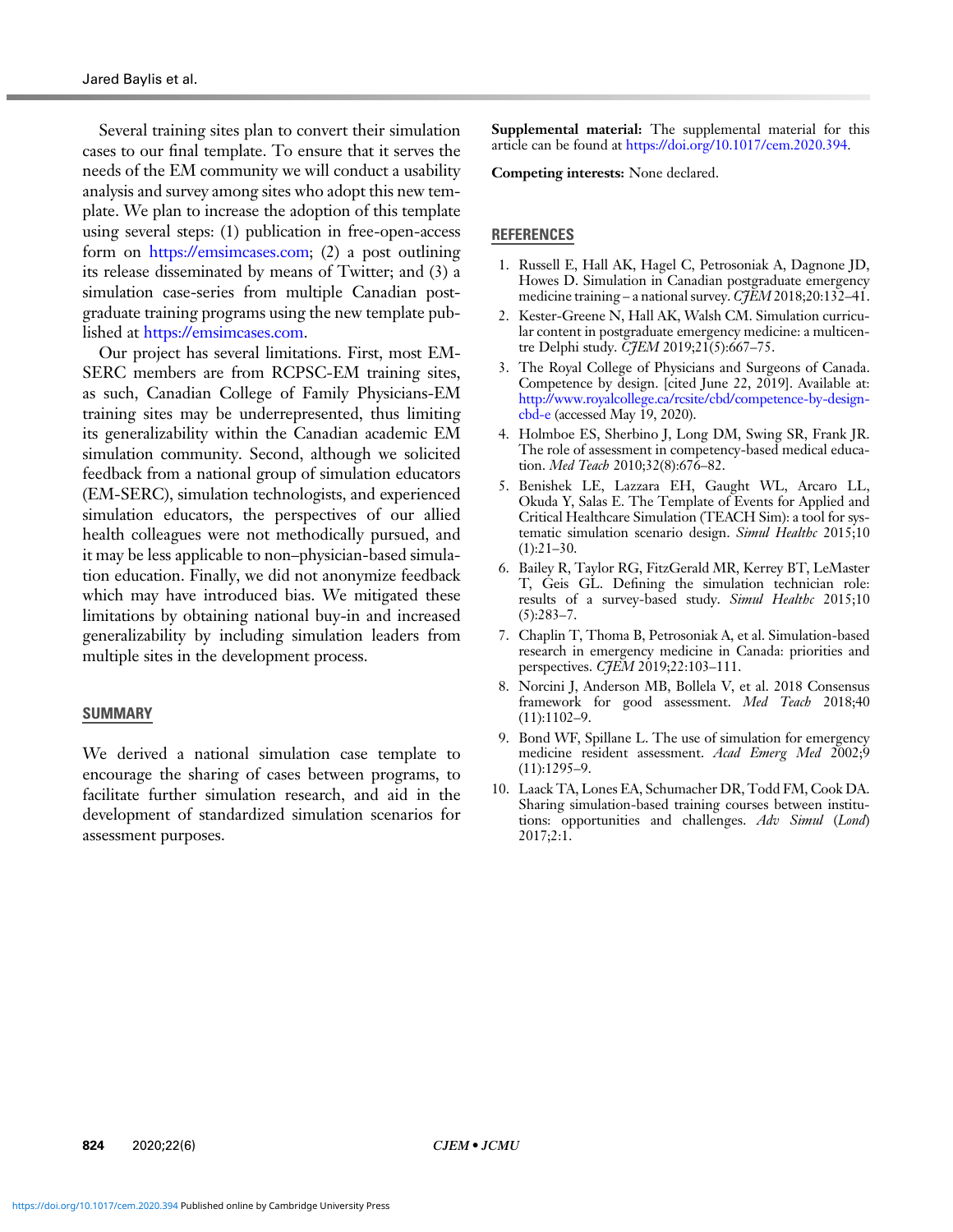Several training sites plan to convert their simulation cases to our final template. To ensure that it serves the needs of the EM community we will conduct a usability analysis and survey among sites who adopt this new template. We plan to increase the adoption of this template using several steps: (1) publication in free-open-access form on https://emsimcases.com; (2) a post outlining its release disseminated by means of Twitter; and (3) a simulation case-series from multiple Canadian postgraduate training programs using the new template published at https://emsimcases.com.

Our project has several limitations. First, most EM-SERC members are from RCPSC-EM training sites, as such, Canadian College of Family Physicians-EM training sites may be underrepresented, thus limiting its generalizability within the Canadian academic EM simulation community. Second, although we solicited feedback from a national group of simulation educators (EM-SERC), simulation technologists, and experienced simulation educators, the perspectives of our allied health colleagues were not methodically pursued, and it may be less applicable to non–physician-based simulation education. Finally, we did not anonymize feedback which may have introduced bias. We mitigated these limitations by obtaining national buy-in and increased generalizability by including simulation leaders from multiple sites in the development process.

## SUMMARY

We derived a national simulation case template to encourage the sharing of cases between programs, to facilitate further simulation research, and aid in the development of standardized simulation scenarios for assessment purposes.

**Supplemental material:** The supplemental material for this article can be found at https://doi.org/10.1017/cem.2020.394.

**Competing interests:** None declared.

## REFERENCES

1. Russell E, Hall AK, Hagel C, Petrosoniak A, Dagnone JD, Howes D. Simulation in Canadian postgraduate emergency medicine training – a national survey. *CJEM* 2018;20:132–41.
2. Kester-Greene N, Hall AK, Walsh CM. Simulation curricular content in postgraduate emergency medicine: a multicentre Delphi study. *CJEM* 2019;21(5):667–75.
3. The Royal College of Physicians and Surgeons of Canada. Competence by design. [cited June 22, 2019]. Available at: http://www.royalcollege.ca/rcsite/cbd/competence-by-design-cbd-e (accessed May 19, 2020).
4. Holmboe ES, Sherbino J, Long DM, Swing SR, Frank JR. The role of assessment in competency-based medical education. *Med Teach* 2010;32(8):676–82.
5. Benishek LE, Lazzara EH, Gaught WL, Arcaro LL, Okuda Y, Salas E. The Template of Events for Applied and Critical Healthcare Simulation (TEACH Sim): a tool for systematic simulation scenario design. *Simul Healthc* 2015;10(1):21–30.
6. Bailey R, Taylor RG, FitzGerald MR, Kerrey BT, LeMaster T, Geis GL. Defining the simulation technician role: results of a survey-based study. *Simul Healthc* 2015;10(5):283–7.
7. Chaplin T, Thoma B, Petrosoniak A, et al. Simulation-based research in emergency medicine in Canada: priorities and perspectives. *CJEM* 2019;22:103–111.
8. Norcini J, Anderson MB, Bollela V, et al. 2018 Consensus framework for good assessment. *Med Teach* 2018;40(11):1102–9.
9. Bond WF, Spillane L. The use of simulation for emergency medicine resident assessment. *Acad Emerg Med* 2002;9(11):1295–9.
10. Laack TA, Lones EA, Schumacher DR, Todd FM, Cook DA. Sharing simulation-based training courses between institutions: opportunities and challenges. *Adv Simul (Lond)* 2017;2:1.